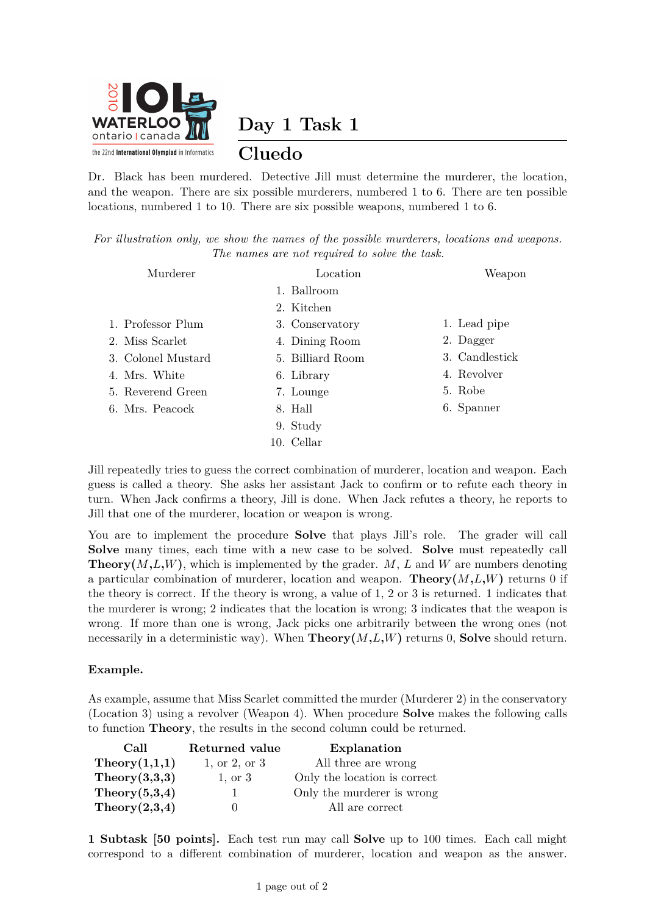# Day 1 Task 1

## Cluedo

Dr. Black has been murdered. Detective Jill must determine the murderer, the location, and the weapon. There are six possible murderers, numbered 1 to 6. There are ten possible locations, numbered 1 to 10. There are six possible weapons, numbered 1 to 6.

*For illustration only, we show the names of the possible murderers, locations and weapons. The names are not required to solve the task.*

| Murderer | Location | Weapon |
|---|---|---|
| | 1. Ballroom | |
| | 2. Kitchen | |
| 1. Professor Plum | 3. Conservatory | 1. Lead pipe |
| 2. Miss Scarlet | 4. Dining Room | 2. Dagger |
| 3. Colonel Mustard | 5. Billiard Room | 3. Candlestick |
| 4. Mrs. White | 6. Library | 4. Revolver |
| 5. Reverend Green | 7. Lounge | 5. Robe |
| 6. Mrs. Peacock | 8. Hall | 6. Spanner |
| | 9. Study | |
| | 10. Cellar | |

Jill repeatedly tries to guess the correct combination of murderer, location and weapon. Each guess is called a theory. She asks her assistant Jack to confirm or to refute each theory in turn. When Jack confirms a theory, Jill is done. When Jack refutes a theory, he reports to Jill that one of the murderer, location or weapon is wrong.

You are to implement the procedure **Solve** that plays Jill's role. The grader will call **Solve** many times, each time with a new case to be solved. **Solve** must repeatedly call **Theory**($M$,$L$,$W$), which is implemented by the grader. $M$, $L$ and $W$ are numbers denoting a particular combination of murderer, location and weapon. **Theory**($M$,$L$,$W$) returns 0 if the theory is correct. If the theory is wrong, a value of 1, 2 or 3 is returned. 1 indicates that the murderer is wrong; 2 indicates that the location is wrong; 3 indicates that the weapon is wrong. If more than one is wrong, Jack picks one arbitrarily between the wrong ones (not necessarily in a deterministic way). When **Theory**($M$,$L$,$W$) returns 0, **Solve** should return.

**Example.**

As example, assume that Miss Scarlet committed the murder (Murderer 2) in the conservatory (Location 3) using a revolver (Weapon 4). When procedure **Solve** makes the following calls to function **Theory**, the results in the second column could be returned.

| Call | Returned value | Explanation |
|---|---|---|
| **Theory(1,1,1)** | 1, or 2, or 3 | All three are wrong |
| **Theory(3,3,3)** | 1, or 3 | Only the location is correct |
| **Theory(5,3,4)** | 1 | Only the murderer is wrong |
| **Theory(2,3,4)** | 0 | All are correct |

**1 Subtask [50 points].** Each test run may call **Solve** up to 100 times. Each call might correspond to a different combination of murderer, location and weapon as the answer.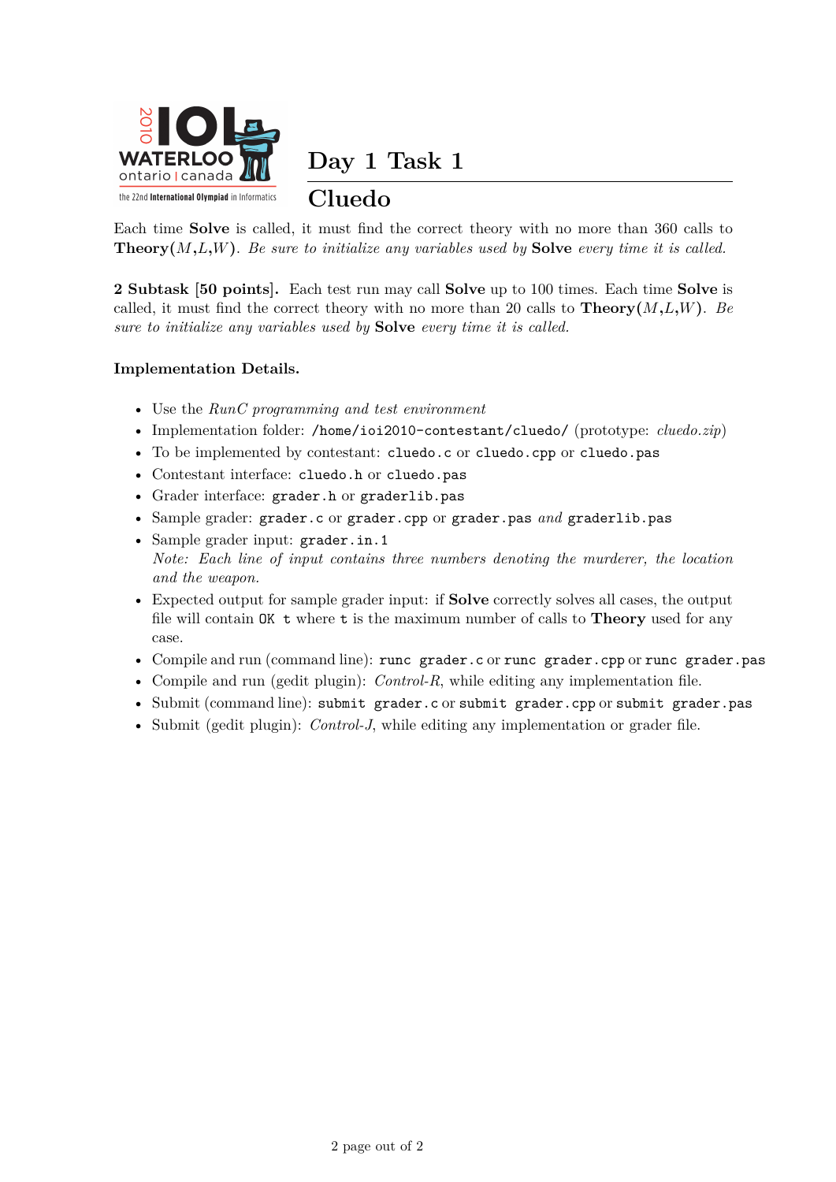# Day 1 Task 1

## Cluedo

Each time **Solve** is called, it must find the correct theory with no more than 360 calls to **Theory**($M$,$L$,$W$). *Be sure to initialize any variables used by* **Solve** *every time it is called.*

**2 Subtask [50 points].** Each test run may call **Solve** up to 100 times. Each time **Solve** is called, it must find the correct theory with no more than 20 calls to **Theory**($M$,$L$,$W$). *Be sure to initialize any variables used by* **Solve** *every time it is called.*

**Implementation Details.**

- Use the *RunC programming and test environment*
- Implementation folder: `/home/ioi2010-contestant/cluedo/` (prototype: *cluedo.zip*)
- To be implemented by contestant: `cluedo.c` or `cluedo.cpp` or `cluedo.pas`
- Contestant interface: `cluedo.h` or `cluedo.pas`
- Grader interface: `grader.h` or `graderlib.pas`
- Sample grader: `grader.c` or `grader.cpp` or `grader.pas` *and* `graderlib.pas`
- Sample grader input: `grader.in.1`
  *Note: Each line of input contains three numbers denoting the murderer, the location and the weapon.*
- Expected output for sample grader input: if **Solve** correctly solves all cases, the output file will contain `OK t` where `t` is the maximum number of calls to **Theory** used for any case.
- Compile and run (command line): `runc grader.c` or `runc grader.cpp` or `runc grader.pas`
- Compile and run (gedit plugin): *Control-R*, while editing any implementation file.
- Submit (command line): `submit grader.c` or `submit grader.cpp` or `submit grader.pas`
- Submit (gedit plugin): *Control-J*, while editing any implementation or grader file.